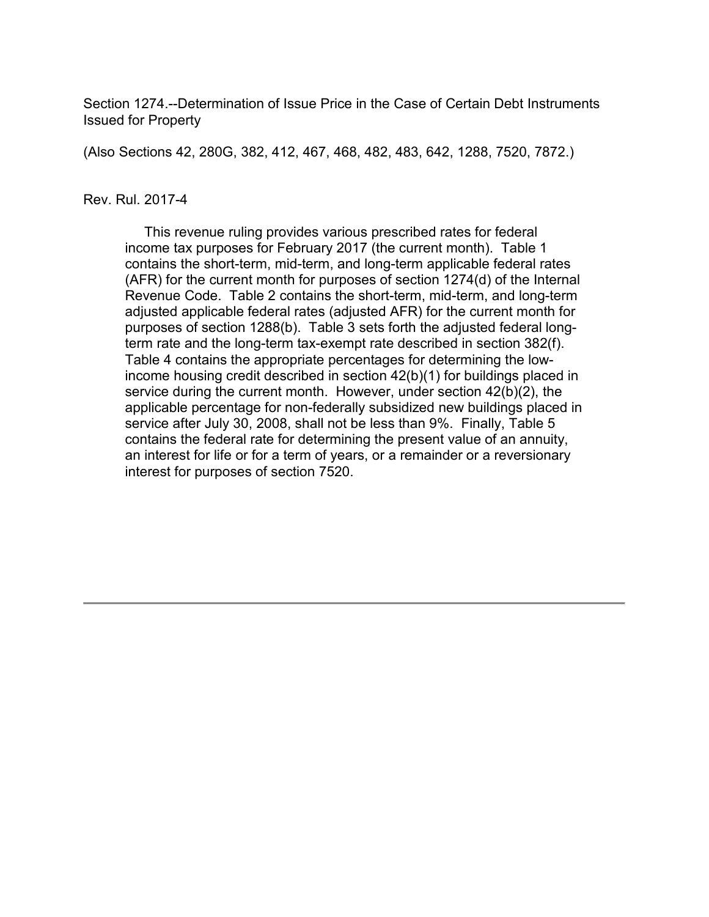Section 1274.--Determination of Issue Price in the Case of Certain Debt Instruments Issued for Property

(Also Sections 42, 280G, 382, 412, 467, 468, 482, 483, 642, 1288, 7520, 7872.)

Rev. Rul. 2017-4

This revenue ruling provides various prescribed rates for federal income tax purposes for February 2017 (the current month). Table 1 contains the short-term, mid-term, and long-term applicable federal rates (AFR) for the current month for purposes of section 1274(d) of the Internal Revenue Code. Table 2 contains the short-term, mid-term, and long-term adjusted applicable federal rates (adjusted AFR) for the current month for purposes of section 1288(b). Table 3 sets forth the adjusted federal long-term rate and the long-term tax-exempt rate described in section 382(f). Table 4 contains the appropriate percentages for determining the low-income housing credit described in section 42(b)(1) for buildings placed in service during the current month. However, under section 42(b)(2), the applicable percentage for non-federally subsidized new buildings placed in service after July 30, 2008, shall not be less than 9%. Finally, Table 5 contains the federal rate for determining the present value of an annuity, an interest for life or for a term of years, or a remainder or a reversionary interest for purposes of section 7520.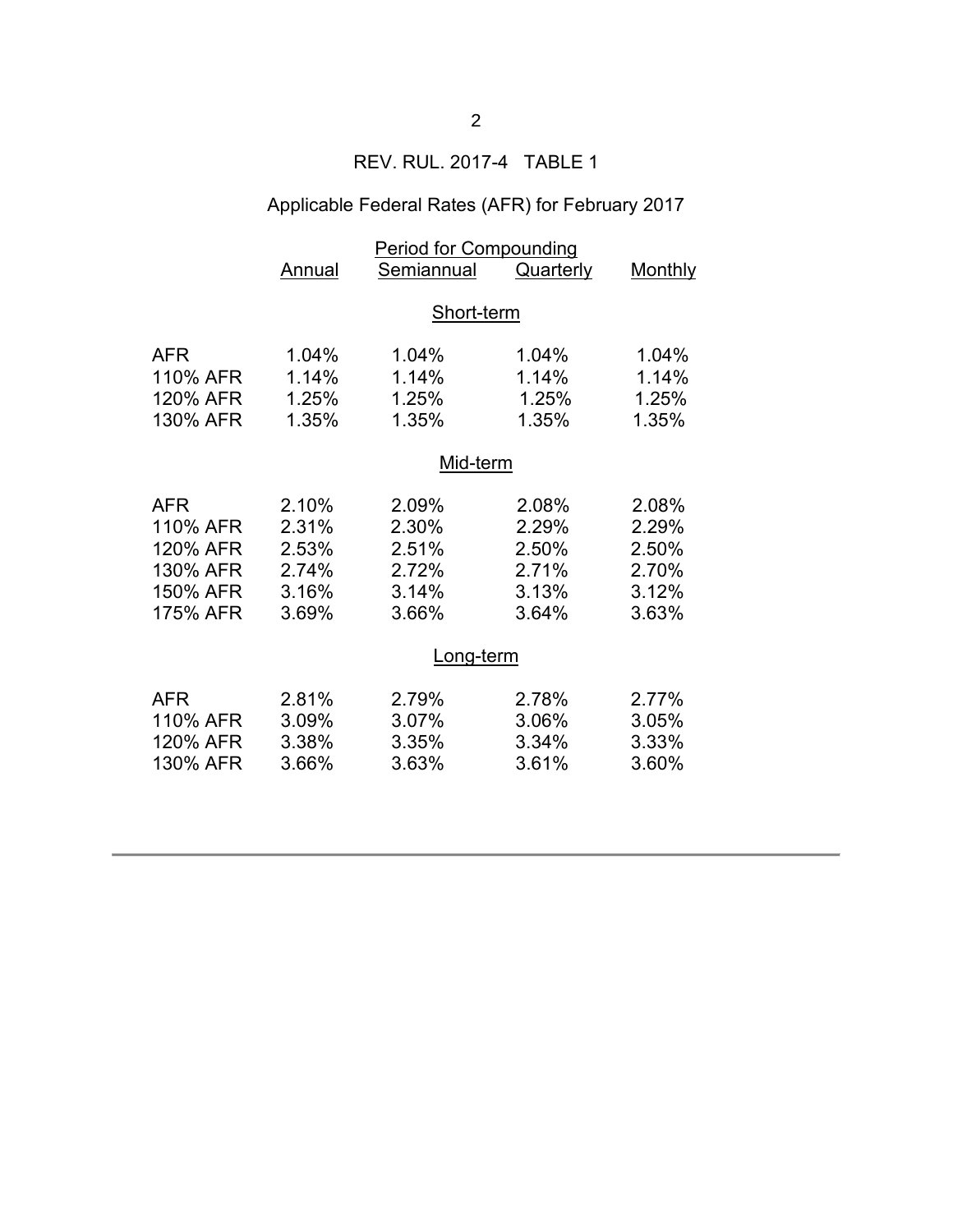## REV. RUL. 2017-4 TABLE 1

### Applicable Federal Rates (AFR) for February 2017

| | Period for Compounding | | | |
|---|---|---|---|---|
| | Annual | Semiannual | Quarterly | Monthly |
| | | **Short-term** | | |
| AFR | 1.04% | 1.04% | 1.04% | 1.04% |
| 110% AFR | 1.14% | 1.14% | 1.14% | 1.14% |
| 120% AFR | 1.25% | 1.25% | 1.25% | 1.25% |
| 130% AFR | 1.35% | 1.35% | 1.35% | 1.35% |
| | | **Mid-term** | | |
| AFR | 2.10% | 2.09% | 2.08% | 2.08% |
| 110% AFR | 2.31% | 2.30% | 2.29% | 2.29% |
| 120% AFR | 2.53% | 2.51% | 2.50% | 2.50% |
| 130% AFR | 2.74% | 2.72% | 2.71% | 2.70% |
| 150% AFR | 3.16% | 3.14% | 3.13% | 3.12% |
| 175% AFR | 3.69% | 3.66% | 3.64% | 3.63% |
| | | **Long-term** | | |
| AFR | 2.81% | 2.79% | 2.78% | 2.77% |
| 110% AFR | 3.09% | 3.07% | 3.06% | 3.05% |
| 120% AFR | 3.38% | 3.35% | 3.34% | 3.33% |
| 130% AFR | 3.66% | 3.63% | 3.61% | 3.60% |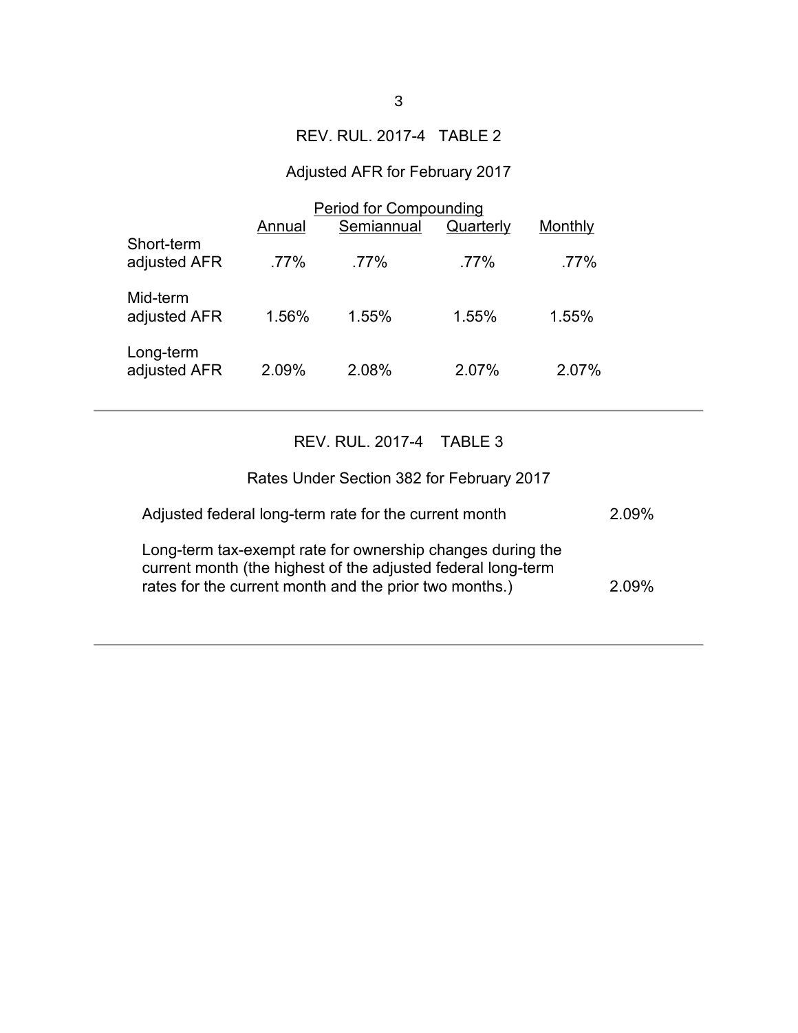REV. RUL. 2017-4 TABLE 2

Adjusted AFR for February 2017

| | Period for Compounding | | | |
|---|---|---|---|---|
| | Annual | Semiannual | Quarterly | Monthly |
| Short-term adjusted AFR | .77% | .77% | .77% | .77% |
| Mid-term adjusted AFR | 1.56% | 1.55% | 1.55% | 1.55% |
| Long-term adjusted AFR | 2.09% | 2.08% | 2.07% | 2.07% |

---

REV. RUL. 2017-4 TABLE 3

Rates Under Section 382 for February 2017

| | |
|---|---|
| Adjusted federal long-term rate for the current month | 2.09% |
| Long-term tax-exempt rate for ownership changes during the current month (the highest of the adjusted federal long-term rates for the current month and the prior two months.) | 2.09% |

---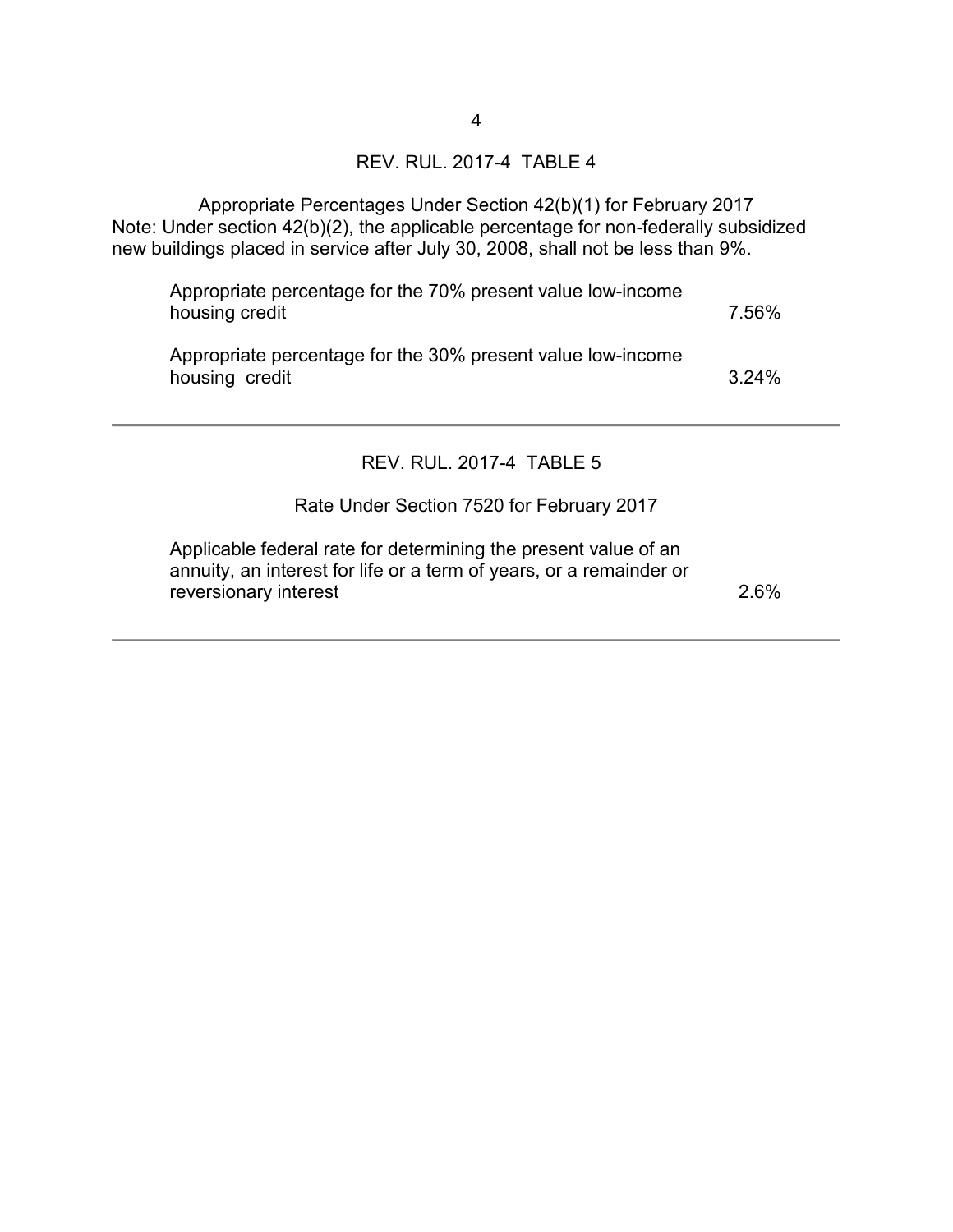## REV. RUL. 2017-4 TABLE 4

Appropriate Percentages Under Section 42(b)(1) for February 2017

Note: Under section 42(b)(2), the applicable percentage for non-federally subsidized new buildings placed in service after July 30, 2008, shall not be less than 9%.

| | |
|---|---|
| Appropriate percentage for the 70% present value low-income housing credit | 7.56% |
| Appropriate percentage for the 30% present value low-income housing credit | 3.24% |

## REV. RUL. 2017-4 TABLE 5

Rate Under Section 7520 for February 2017

| | |
|---|---|
| Applicable federal rate for determining the present value of an annuity, an interest for life or a term of years, or a remainder or reversionary interest | 2.6% |